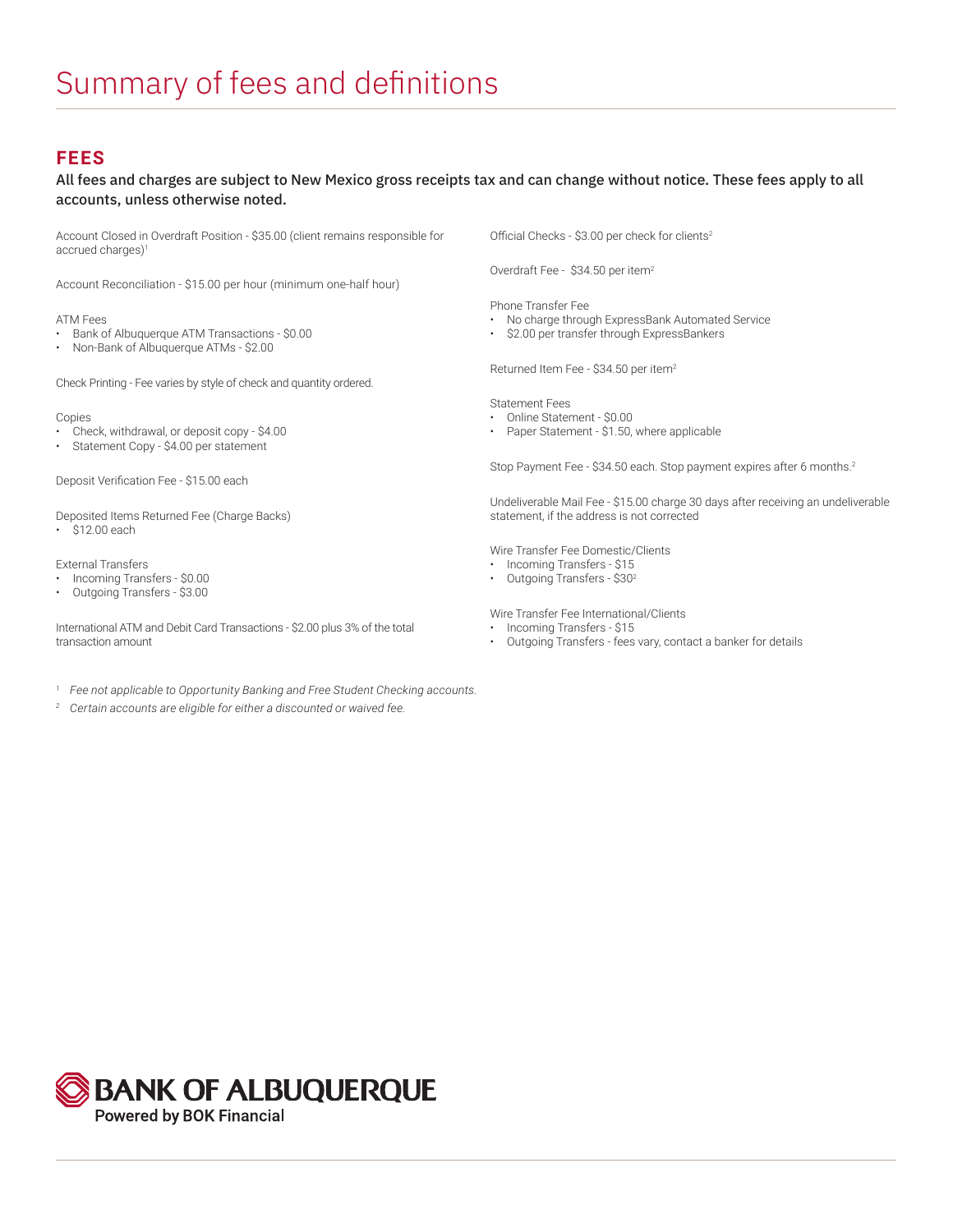# Summary of fees and definitions

## FEES

**All fees and charges are subject to New Mexico gross receipts tax and can change without notice. These fees apply to all accounts, unless otherwise noted.**

Account Closed in Overdraft Position - $35.00 (client remains responsible for accrued charges)[1]

Account Reconciliation - $15.00 per hour (minimum one-half hour)

ATM Fees
- Bank of Albuquerque ATM Transactions - $0.00
- Non-Bank of Albuquerque ATMs - $2.00

Check Printing - Fee varies by style of check and quantity ordered.

Copies
- Check, withdrawal, or deposit copy - $4.00
- Statement Copy - $4.00 per statement

Deposit Verification Fee - $15.00 each

Deposited Items Returned Fee (Charge Backs)
- $12.00 each

External Transfers
- Incoming Transfers - $0.00
- Outgoing Transfers - $3.00

International ATM and Debit Card Transactions - $2.00 plus 3% of the total transaction amount

Official Checks - $3.00 per check for clients[2]

Overdraft Fee - $34.50 per item[2]

Phone Transfer Fee
- No charge through ExpressBank Automated Service
- $2.00 per transfer through ExpressBankers

Returned Item Fee - $34.50 per item[2]

Statement Fees
- Online Statement - $0.00
- Paper Statement - $1.50, where applicable

Stop Payment Fee - $34.50 each. Stop payment expires after 6 months.[2]

Undeliverable Mail Fee - $15.00 charge 30 days after receiving an undeliverable statement, if the address is not corrected

Wire Transfer Fee Domestic/Clients
- Incoming Transfers - $15
- Outgoing Transfers - $30[2]

Wire Transfer Fee International/Clients
- Incoming Transfers - $15
- Outgoing Transfers - fees vary, contact a banker for details

[1] *Fee not applicable to Opportunity Banking and Free Student Checking accounts.*

[2] *Certain accounts are eligible for either a discounted or waived fee.*

BANK OF ALBUQUERQUE
Powered by BOK Financial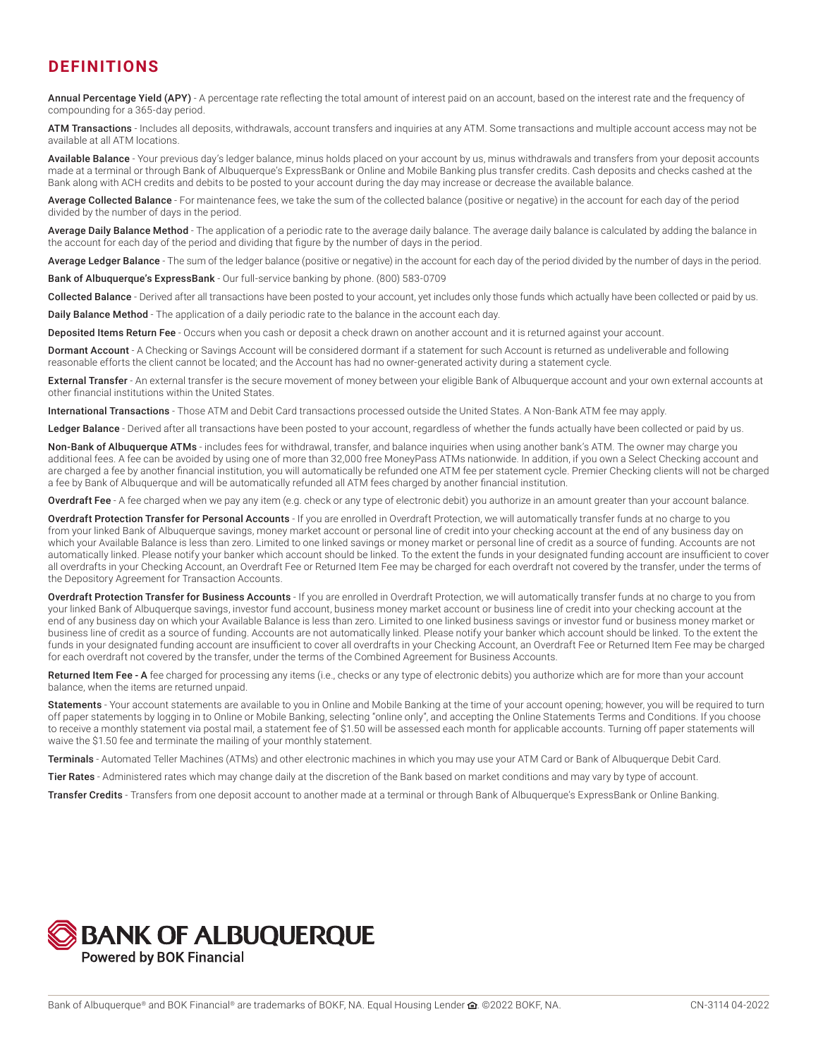## DEFINITIONS

**Annual Percentage Yield (APY)** - A percentage rate reflecting the total amount of interest paid on an account, based on the interest rate and the frequency of compounding for a 365-day period.

**ATM Transactions** - Includes all deposits, withdrawals, account transfers and inquiries at any ATM. Some transactions and multiple account access may not be available at all ATM locations.

**Available Balance** - Your previous day's ledger balance, minus holds placed on your account by us, minus withdrawals and transfers from your deposit accounts made at a terminal or through Bank of Albuquerque's ExpressBank or Online and Mobile Banking plus transfer credits. Cash deposits and checks cashed at the Bank along with ACH credits and debits to be posted to your account during the day may increase or decrease the available balance.

**Average Collected Balance** - For maintenance fees, we take the sum of the collected balance (positive or negative) in the account for each day of the period divided by the number of days in the period.

**Average Daily Balance Method** - The application of a periodic rate to the average daily balance. The average daily balance is calculated by adding the balance in the account for each day of the period and dividing that figure by the number of days in the period.

**Average Ledger Balance** - The sum of the ledger balance (positive or negative) in the account for each day of the period divided by the number of days in the period.

**Bank of Albuquerque's ExpressBank** - Our full-service banking by phone. (800) 583-0709

**Collected Balance** - Derived after all transactions have been posted to your account, yet includes only those funds which actually have been collected or paid by us.

**Daily Balance Method** - The application of a daily periodic rate to the balance in the account each day.

**Deposited Items Return Fee** - Occurs when you cash or deposit a check drawn on another account and it is returned against your account.

**Dormant Account** - A Checking or Savings Account will be considered dormant if a statement for such Account is returned as undeliverable and following reasonable efforts the client cannot be located; and the Account has had no owner-generated activity during a statement cycle.

**External Transfer** - An external transfer is the secure movement of money between your eligible Bank of Albuquerque account and your own external accounts at other financial institutions within the United States.

**International Transactions** - Those ATM and Debit Card transactions processed outside the United States. A Non-Bank ATM fee may apply.

**Ledger Balance** - Derived after all transactions have been posted to your account, regardless of whether the funds actually have been collected or paid by us.

**Non-Bank of Albuquerque ATMs** - includes fees for withdrawal, transfer, and balance inquiries when using another bank's ATM. The owner may charge you additional fees. A fee can be avoided by using one of more than 32,000 free MoneyPass ATMs nationwide. In addition, if you own a Select Checking account and are charged a fee by another financial institution, you will automatically be refunded one ATM fee per statement cycle. Premier Checking clients will not be charged a fee by Bank of Albuquerque and will be automatically refunded all ATM fees charged by another financial institution.

**Overdraft Fee** - A fee charged when we pay any item (e.g. check or any type of electronic debit) you authorize in an amount greater than your account balance.

**Overdraft Protection Transfer for Personal Accounts** - If you are enrolled in Overdraft Protection, we will automatically transfer funds at no charge to you from your linked Bank of Albuquerque savings, money market account or personal line of credit into your checking account at the end of any business day on which your Available Balance is less than zero. Limited to one linked savings or money market or personal line of credit as a source of funding. Accounts are not automatically linked. Please notify your banker which account should be linked. To the extent the funds in your designated funding account are insufficient to cover all overdrafts in your Checking Account, an Overdraft Fee or Returned Item Fee may be charged for each overdraft not covered by the transfer, under the terms of the Depository Agreement for Transaction Accounts.

**Overdraft Protection Transfer for Business Accounts** - If you are enrolled in Overdraft Protection, we will automatically transfer funds at no charge to you from your linked Bank of Albuquerque savings, investor fund account, business money market account or business line of credit into your checking account at the end of any business day on which your Available Balance is less than zero. Limited to one linked business savings or investor fund or business money market or business line of credit as a source of funding. Accounts are not automatically linked. Please notify your banker which account should be linked. To the extent the funds in your designated funding account are insufficient to cover all overdrafts in your Checking Account, an Overdraft Fee or Returned Item Fee may be charged for each overdraft not covered by the transfer, under the terms of the Combined Agreement for Business Accounts.

**Returned Item Fee - A** fee charged for processing any items (i.e., checks or any type of electronic debits) you authorize which are for more than your account balance, when the items are returned unpaid.

**Statements** - Your account statements are available to you in Online and Mobile Banking at the time of your account opening; however, you will be required to turn off paper statements by logging in to Online or Mobile Banking, selecting "online only", and accepting the Online Statements Terms and Conditions. If you choose to receive a monthly statement via postal mail, a statement fee of $1.50 will be assessed each month for applicable accounts. Turning off paper statements will waive the $1.50 fee and terminate the mailing of your monthly statement.

**Terminals** - Automated Teller Machines (ATMs) and other electronic machines in which you may use your ATM Card or Bank of Albuquerque Debit Card.

**Tier Rates** - Administered rates which may change daily at the discretion of the Bank based on market conditions and may vary by type of account.

**Transfer Credits** - Transfers from one deposit account to another made at a terminal or through Bank of Albuquerque's ExpressBank or Online Banking.

**BANK OF ALBUQUERQUE**
Powered by BOK Financial

Bank of Albuquerque® and BOK Financial® are trademarks of BOKF, NA. Equal Housing Lender. ©2022 BOKF, NA. CN-3114 04-2022